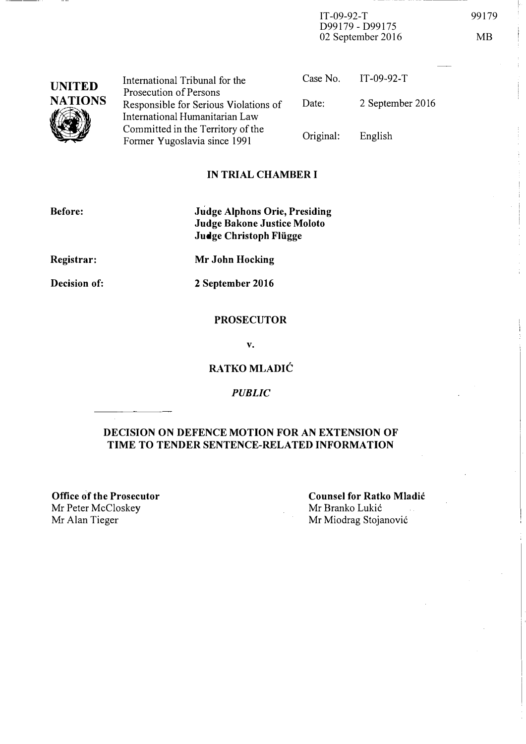IT-09-92-T
D99179 - D99175
02 September 2016

99179

MB

**UNITED NATIONS**

| International Tribunal for the Prosecution of Persons Responsible for Serious Violations of International Humanitarian Law Committed in the Territory of the Former Yugoslavia since 1991 | | |
|---|---|---|
| | Case No. | IT-09-92-T |
| | Date: | 2 September 2016 |
| | Original: | English |

## IN TRIAL CHAMBER I

**Before:** **Judge Alphons Orie, Presiding**
**Judge Bakone Justice Moloto**
**Judge Christoph Flügge**

**Registrar:** **Mr John Hocking**

**Decision of:** **2 September 2016**

**PROSECUTOR**

**v.**

**RATKO MLADIĆ**

***PUBLIC***

## DECISION ON DEFENCE MOTION FOR AN EXTENSION OF TIME TO TENDER SENTENCE-RELATED INFORMATION

**Office of the Prosecutor**
Mr Peter McCloskey
Mr Alan Tieger

**Counsel for Ratko Mladić**
Mr Branko Lukić
Mr Miodrag Stojanović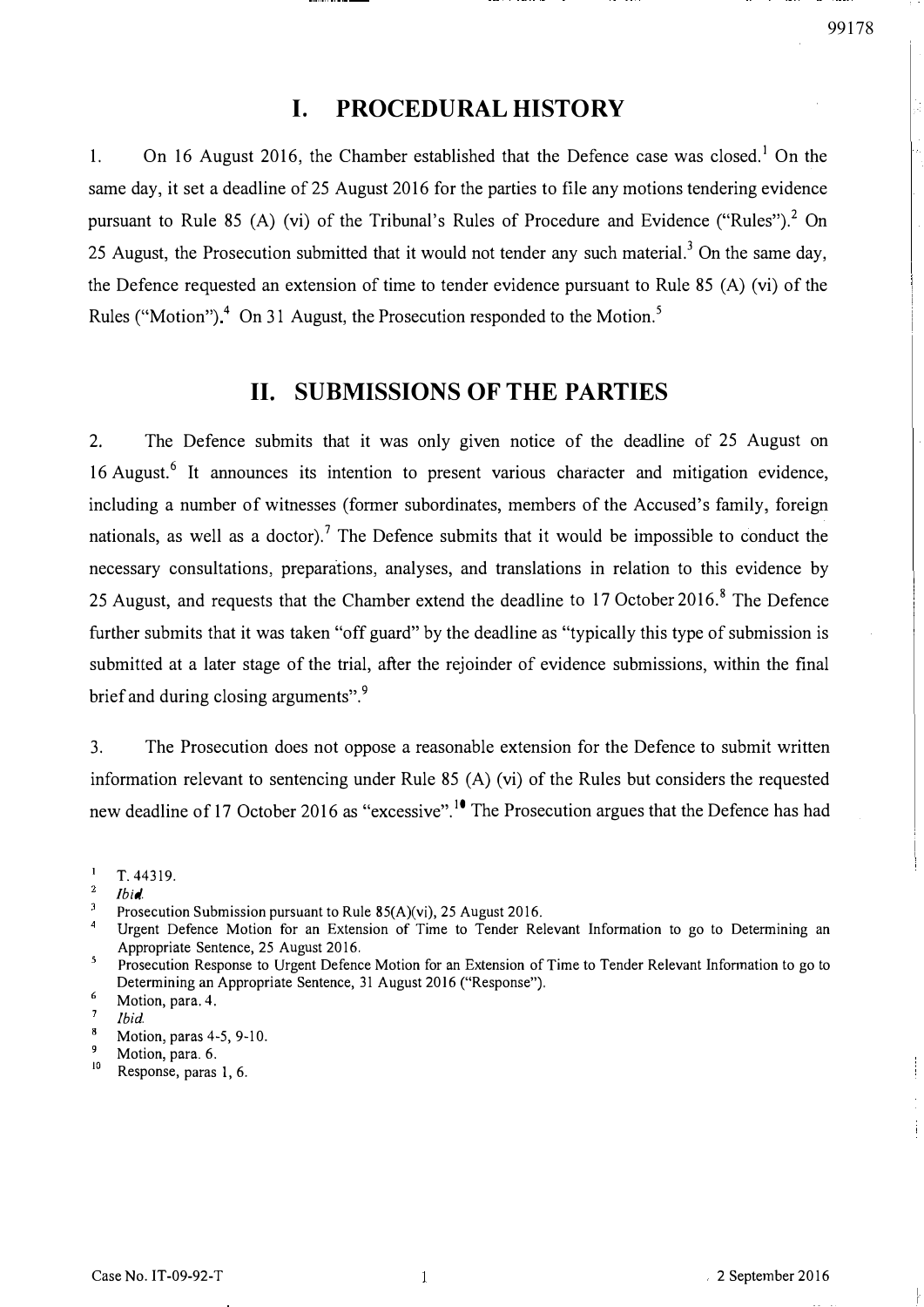# I. PROCEDURAL HISTORY

1. On 16 August 2016, the Chamber established that the Defence case was closed.[1] On the same day, it set a deadline of 25 August 2016 for the parties to file any motions tendering evidence pursuant to Rule 85 (A) (vi) of the Tribunal's Rules of Procedure and Evidence ("Rules").[2] On 25 August, the Prosecution submitted that it would not tender any such material.[3] On the same day, the Defence requested an extension of time to tender evidence pursuant to Rule 85 (A) (vi) of the Rules ("Motion").[4] On 31 August, the Prosecution responded to the Motion.[5]

# II. SUBMISSIONS OF THE PARTIES

2. The Defence submits that it was only given notice of the deadline of 25 August on 16 August.[6] It announces its intention to present various character and mitigation evidence, including a number of witnesses (former subordinates, members of the Accused's family, foreign nationals, as well as a doctor).[7] The Defence submits that it would be impossible to conduct the necessary consultations, preparations, analyses, and translations in relation to this evidence by 25 August, and requests that the Chamber extend the deadline to 17 October 2016.[8] The Defence further submits that it was taken "off guard" by the deadline as "typically this type of submission is submitted at a later stage of the trial, after the rejoinder of evidence submissions, within the final brief and during closing arguments".[9]

3. The Prosecution does not oppose a reasonable extension for the Defence to submit written information relevant to sentencing under Rule 85 (A) (vi) of the Rules but considers the requested new deadline of 17 October 2016 as "excessive".[10] The Prosecution argues that the Defence has had

---

1 T. 44319.

2 *Ibid.*

3 Prosecution Submission pursuant to Rule 85(A)(vi), 25 August 2016.

4 Urgent Defence Motion for an Extension of Time to Tender Relevant Information to go to Determining an Appropriate Sentence, 25 August 2016.

5 Prosecution Response to Urgent Defence Motion for an Extension of Time to Tender Relevant Information to go to Determining an Appropriate Sentence, 31 August 2016 ("Response").

6 Motion, para. 4.

7 *Ibid.*

8 Motion, paras 4-5, 9-10.

9 Motion, para. 6.

10 Response, paras 1, 6.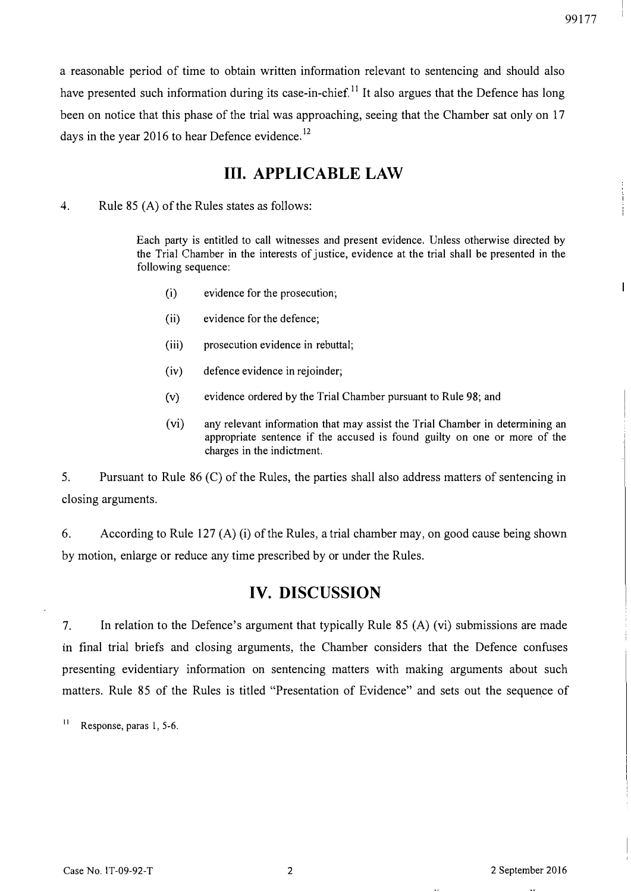a reasonable period of time to obtain written information relevant to sentencing and should also have presented such information during its case-in-chief.[11] It also argues that the Defence has long been on notice that this phase of the trial was approaching, seeing that the Chamber sat only on 17 days in the year 2016 to hear Defence evidence.[12]

## III. APPLICABLE LAW

4. Rule 85 (A) of the Rules states as follows:

> Each party is entitled to call witnesses and present evidence. Unless otherwise directed by the Trial Chamber in the interests of justice, evidence at the trial shall be presented in the following sequence:
>
> (i) evidence for the prosecution;
>
> (ii) evidence for the defence;
>
> (iii) prosecution evidence in rebuttal;
>
> (iv) defence evidence in rejoinder;
>
> (v) evidence ordered by the Trial Chamber pursuant to Rule 98; and
>
> (vi) any relevant information that may assist the Trial Chamber in determining an appropriate sentence if the accused is found guilty on one or more of the charges in the indictment.

5. Pursuant to Rule 86 (C) of the Rules, the parties shall also address matters of sentencing in closing arguments.

6. According to Rule 127 (A) (i) of the Rules, a trial chamber may, on good cause being shown by motion, enlarge or reduce any time prescribed by or under the Rules.

## IV. DISCUSSION

7. In relation to the Defence's argument that typically Rule 85 (A) (vi) submissions are made in final trial briefs and closing arguments, the Chamber considers that the Defence confuses presenting evidentiary information on sentencing matters with making arguments about such matters. Rule 85 of the Rules is titled "Presentation of Evidence" and sets out the sequence of

[11] Response, paras 1, 5-6.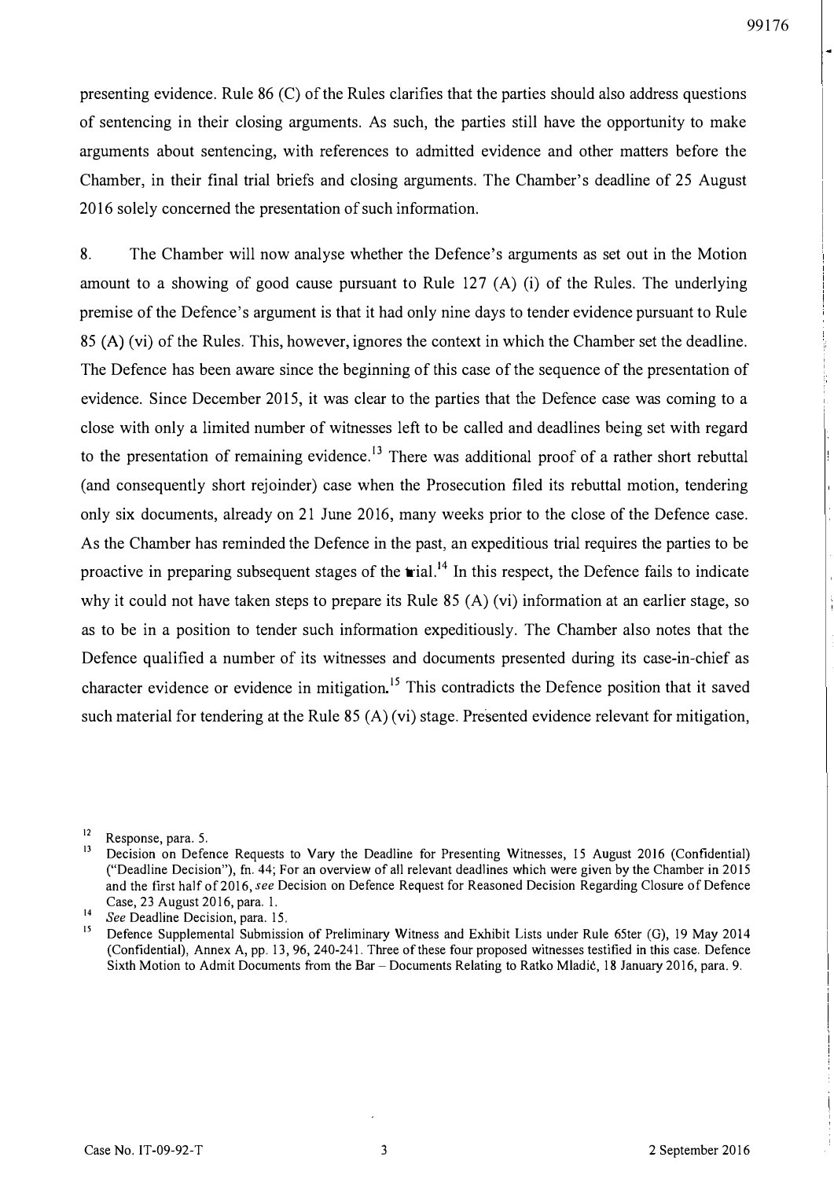presenting evidence. Rule 86 (C) of the Rules clarifies that the parties should also address questions of sentencing in their closing arguments. As such, the parties still have the opportunity to make arguments about sentencing, with references to admitted evidence and other matters before the Chamber, in their final trial briefs and closing arguments. The Chamber's deadline of 25 August 2016 solely concerned the presentation of such information.

8. The Chamber will now analyse whether the Defence's arguments as set out in the Motion amount to a showing of good cause pursuant to Rule 127 (A) (i) of the Rules. The underlying premise of the Defence's argument is that it had only nine days to tender evidence pursuant to Rule 85 (A) (vi) of the Rules. This, however, ignores the context in which the Chamber set the deadline. The Defence has been aware since the beginning of this case of the sequence of the presentation of evidence. Since December 2015, it was clear to the parties that the Defence case was coming to a close with only a limited number of witnesses left to be called and deadlines being set with regard to the presentation of remaining evidence.[13] There was additional proof of a rather short rebuttal (and consequently short rejoinder) case when the Prosecution filed its rebuttal motion, tendering only six documents, already on 21 June 2016, many weeks prior to the close of the Defence case. As the Chamber has reminded the Defence in the past, an expeditious trial requires the parties to be proactive in preparing subsequent stages of the trial.[14] In this respect, the Defence fails to indicate why it could not have taken steps to prepare its Rule 85 (A) (vi) information at an earlier stage, so as to be in a position to tender such information expeditiously. The Chamber also notes that the Defence qualified a number of its witnesses and documents presented during its case-in-chief as character evidence or evidence in mitigation.[15] This contradicts the Defence position that it saved such material for tendering at the Rule 85 (A) (vi) stage. Presented evidence relevant for mitigation,

---

[12] Response, para. 5.

[13] Decision on Defence Requests to Vary the Deadline for Presenting Witnesses, 15 August 2016 (Confidential) ("Deadline Decision"), fn. 44; For an overview of all relevant deadlines which were given by the Chamber in 2015 and the first half of 2016, *see* Decision on Defence Request for Reasoned Decision Regarding Closure of Defence Case, 23 August 2016, para. 1.

[14] *See* Deadline Decision, para. 15.

[15] Defence Supplemental Submission of Preliminary Witness and Exhibit Lists under Rule 65ter (G), 19 May 2014 (Confidential), Annex A, pp. 13, 96, 240-241. Three of these four proposed witnesses testified in this case. Defence Sixth Motion to Admit Documents from the Bar – Documents Relating to Ratko Mladić, 18 January 2016, para. 9.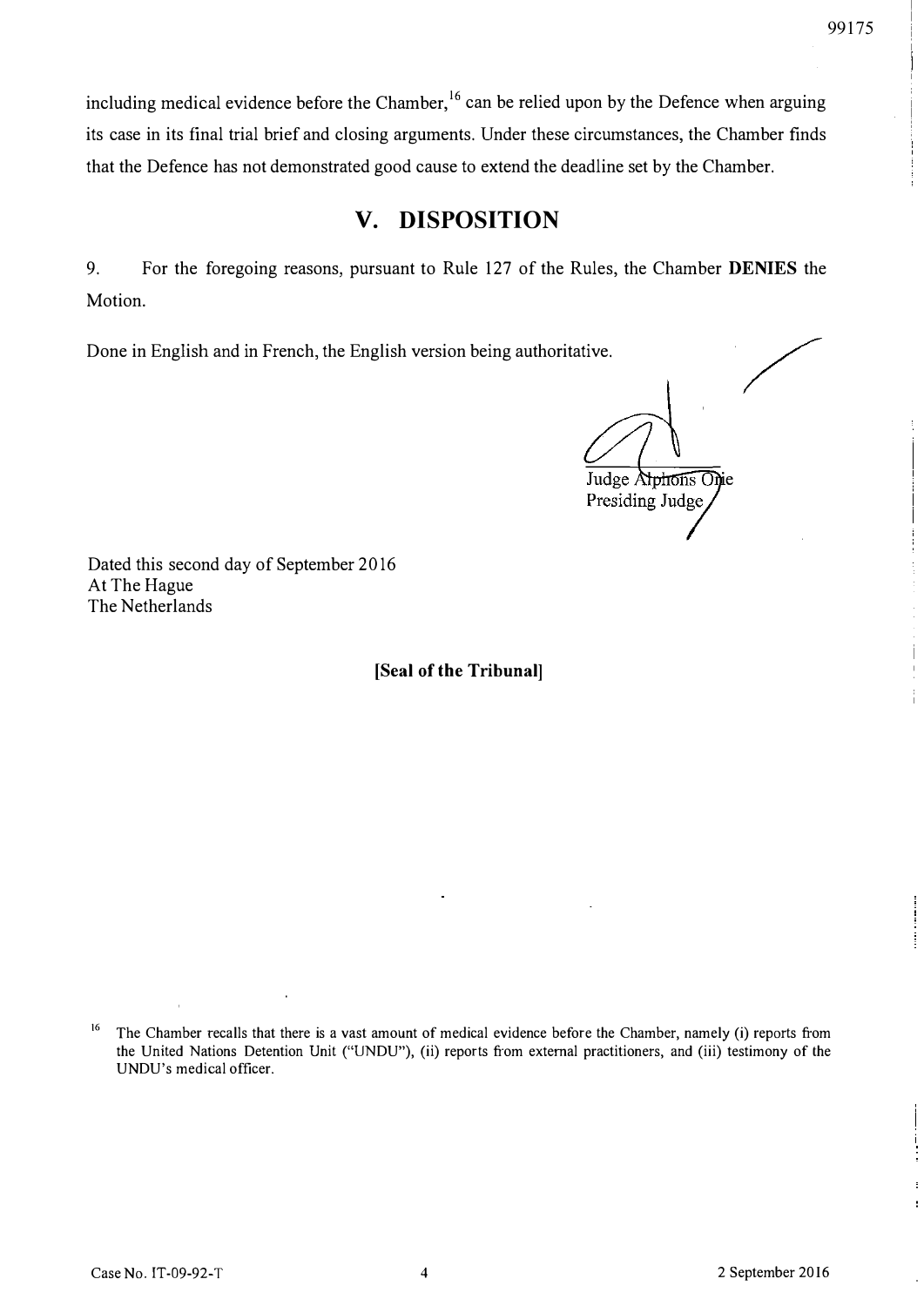including medical evidence before the Chamber,[16] can be relied upon by the Defence when arguing its case in its final trial brief and closing arguments. Under these circumstances, the Chamber finds that the Defence has not demonstrated good cause to extend the deadline set by the Chamber.

## V. DISPOSITION

9. For the foregoing reasons, pursuant to Rule 127 of the Rules, the Chamber **DENIES** the Motion.

Done in English and in French, the English version being authoritative.

Judge Alphons Orie
Presiding Judge

Dated this second day of September 2016
At The Hague
The Netherlands

**[Seal of the Tribunal]**

[16] The Chamber recalls that there is a vast amount of medical evidence before the Chamber, namely (i) reports from the United Nations Detention Unit ("UNDU"), (ii) reports from external practitioners, and (iii) testimony of the UNDU's medical officer.